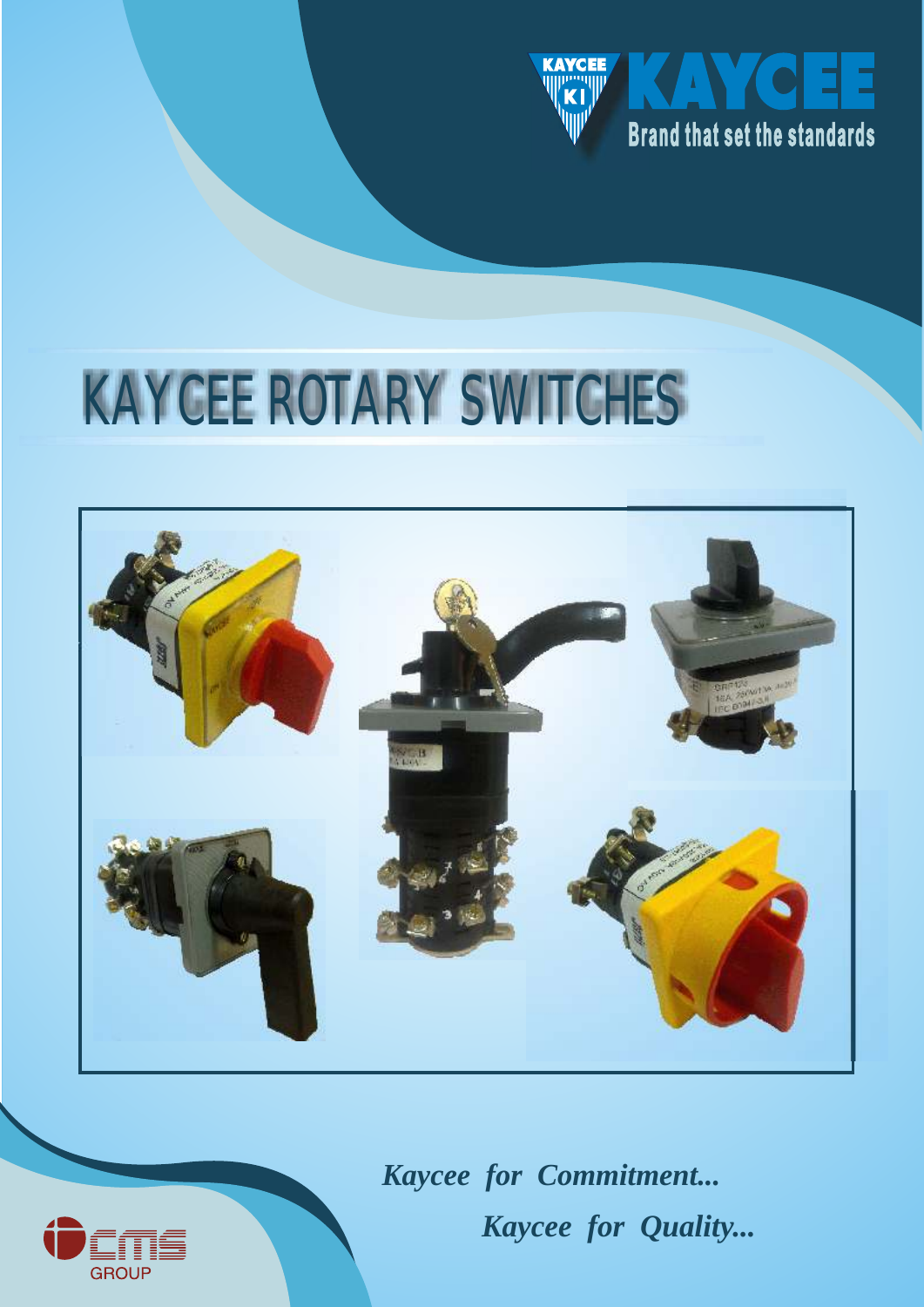KAYCEE

KI

# KAYCEE

Brand that set the standards

# KAYCEE ROTARY SWITCHES

*Kaycee for Commitment...*

*Kaycee for Quality...*

cms GROUP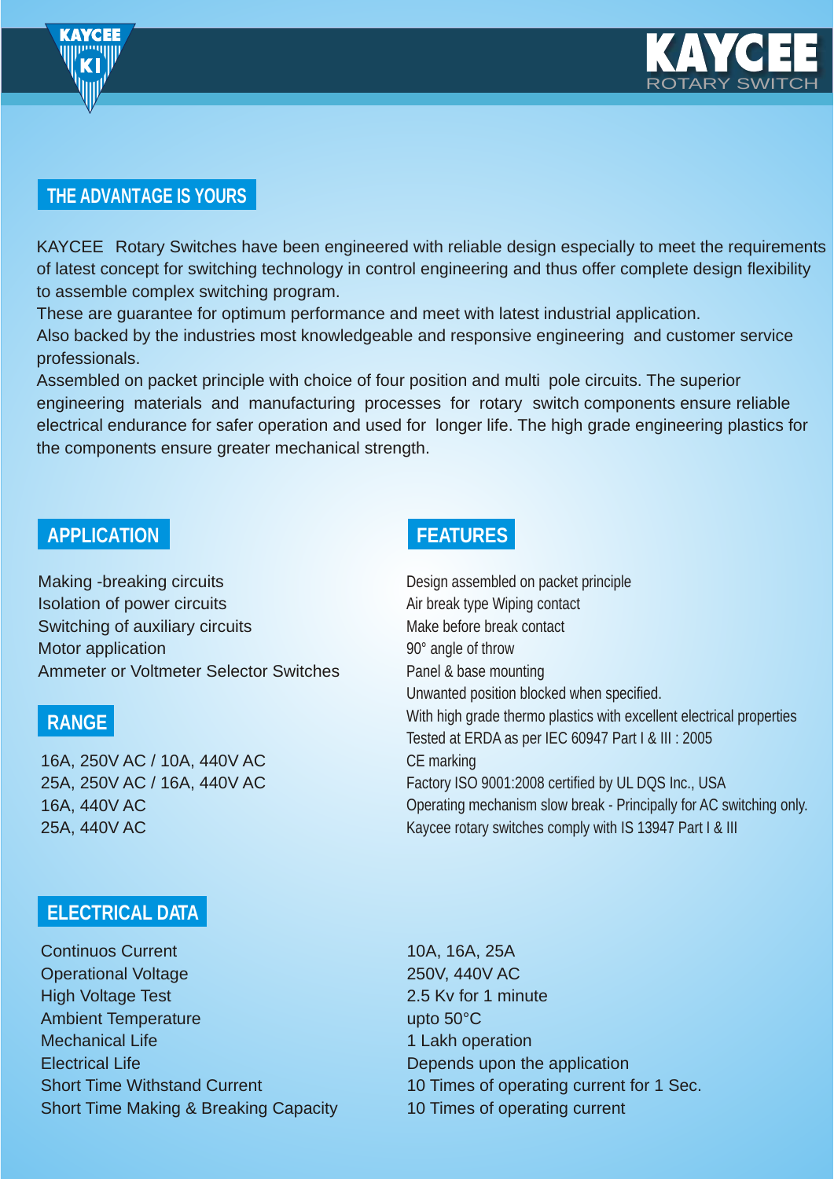KAYCEE

# KAYCEE ROTARY SWITCH

## THE ADVANTAGE IS YOURS

KAYCEE Rotary Switches have been engineered with reliable design especially to meet the requirements of latest concept for switching technology in control engineering and thus offer complete design flexibility to assemble complex switching program.
These are guarantee for optimum performance and meet with latest industrial application.
Also backed by the industries most knowledgeable and responsive engineering and customer service professionals.
Assembled on packet principle with choice of four position and multi pole circuits. The superior engineering materials and manufacturing processes for rotary switch components ensure reliable electrical endurance for safer operation and used for longer life. The high grade engineering plastics for the components ensure greater mechanical strength.

## APPLICATION

Making -breaking circuits
Isolation of power circuits
Switching of auxiliary circuits
Motor application
Ammeter or Voltmeter Selector Switches

## RANGE

16A, 250V AC / 10A, 440V AC
25A, 250V AC / 16A, 440V AC
16A, 440V AC
25A, 440V AC

## FEATURES

Design assembled on packet principle
Air break type Wiping contact
Make before break contact
90° angle of throw
Panel & base mounting
Unwanted position blocked when specified.
With high grade thermo plastics with excellent electrical properties
Tested at ERDA as per IEC 60947 Part I & III : 2005
CE marking
Factory ISO 9001:2008 certified by UL DQS Inc., USA
Operating mechanism slow break - Principally for AC switching only.
Kaycee rotary switches comply with IS 13947 Part I & III

## ELECTRICAL DATA

| | |
|---|---|
| Continuos Current | 10A, 16A, 25A |
| Operational Voltage | 250V, 440V AC |
| High Voltage Test | 2.5 Kv for 1 minute |
| Ambient Temperature | upto 50°C |
| Mechanical Life | 1 Lakh operation |
| Electrical Life | Depends upon the application |
| Short Time Withstand Current | 10 Times of operating current for 1 Sec. |
| Short Time Making & Breaking Capacity | 10 Times of operating current |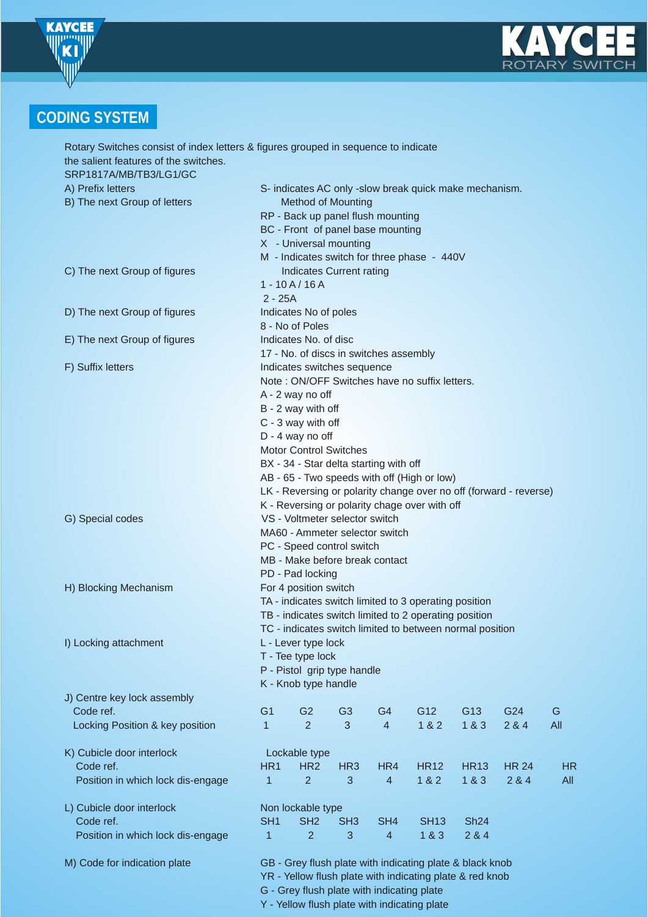## CODING SYSTEM

Rotary Switches consist of index letters & figures grouped in sequence to indicate the salient features of the switches.

SRP1817A/MB/TB3/LG1/GC

A) Prefix letters — S- indicates AC only -slow break quick make mechanism.

B) The next Group of letters — Method of Mounting

- RP - Back up panel flush mounting
- BC - Front of panel base mounting
- X - Universal mounting
- M - Indicates switch for three phase - 440V

C) The next Group of figures — Indicates Current rating

- 1 - 10 A / 16 A
- 2 - 25A

D) The next Group of figures — Indicates No of poles

- 8 - No of Poles

E) The next Group of figures — Indicates No. of disc

- 17 - No. of discs in switches assembly

F) Suffix letters — Indicates switches sequence

Note : ON/OFF Switches have no suffix letters.

- A - 2 way no off
- B - 2 way with off
- C - 3 way with off
- D - 4 way no off

Motor Control Switches

- BX - 34 - Star delta starting with off
- AB - 65 - Two speeds with off (High or low)
- LK - Reversing or polarity change over no off (forward - reverse)
- K - Reversing or polarity chage over with off

G) Special codes

- VS - Voltmeter selector switch
- MA60 - Ammeter selector switch
- PC - Speed control switch
- MB - Make before break contact
- PD - Pad locking

H) Blocking Mechanism — For 4 position switch

- TA - indicates switch limited to 3 operating position
- TB - indicates switch limited to 2 operating position
- TC - indicates switch limited to between normal position

I) Locking attachment

- L - Lever type lock
- T - Tee type lock
- P - Pistol grip type handle
- K - Knob type handle

J) Centre key lock assembly

| Code ref. | G1 | G2 | G3 | G4 | G12 | G13 | G24 | G |
|---|---|---|---|---|---|---|---|---|
| Locking Position & key position | 1 | 2 | 3 | 4 | 1 & 2 | 1 & 3 | 2 & 4 | All |

K) Cubicle door interlock — Lockable type

| Code ref. | HR1 | HR2 | HR3 | HR4 | HR12 | HR13 | HR 24 | HR |
|---|---|---|---|---|---|---|---|---|
| Position in which lock dis-engage | 1 | 2 | 3 | 4 | 1 & 2 | 1 & 3 | 2 & 4 | All |

L) Cubicle door interlock — Non lockable type

| Code ref. | SH1 | SH2 | SH3 | SH4 | SH13 | Sh24 |
|---|---|---|---|---|---|---|
| Position in which lock dis-engage | 1 | 2 | 3 | 4 | 1 & 3 | 2 & 4 |

M) Code for indication plate

- GB - Grey flush plate with indicating plate & black knob
- YR - Yellow flush plate with indicating plate & red knob
- G - Grey flush plate with indicating plate
- Y - Yellow flush plate with indicating plate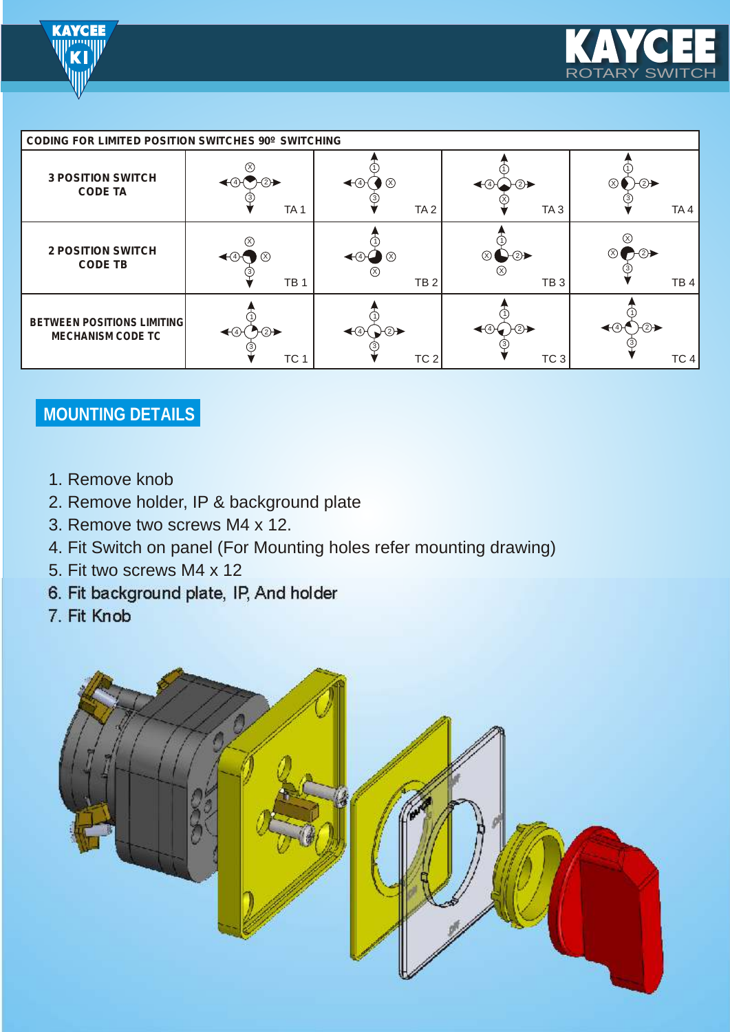| CODING FOR LIMITED POSITION SWITCHES 90º SWITCHING | | | | |
|---|---|---|---|---|
| 3 POSITION SWITCH CODE TA | TA 1 | TA 2 | TA 3 | TA 4 |
| 2 POSITION SWITCH CODE TB | TB 1 | TB 2 | TB 3 | TB 4 |
| BETWEEN POSITIONS LIMITING MECHANISM CODE TC | TC 1 | TC 2 | TC 3 | TC 4 |

## MOUNTING DETAILS

1. Remove knob
2. Remove holder, IP & background plate
3. Remove two screws M4 x 12.
4. Fit Switch on panel (For Mounting holes refer mounting drawing)
5. Fit two screws M4 x 12
6. Fit background plate, IP, And holder
7. Fit Knob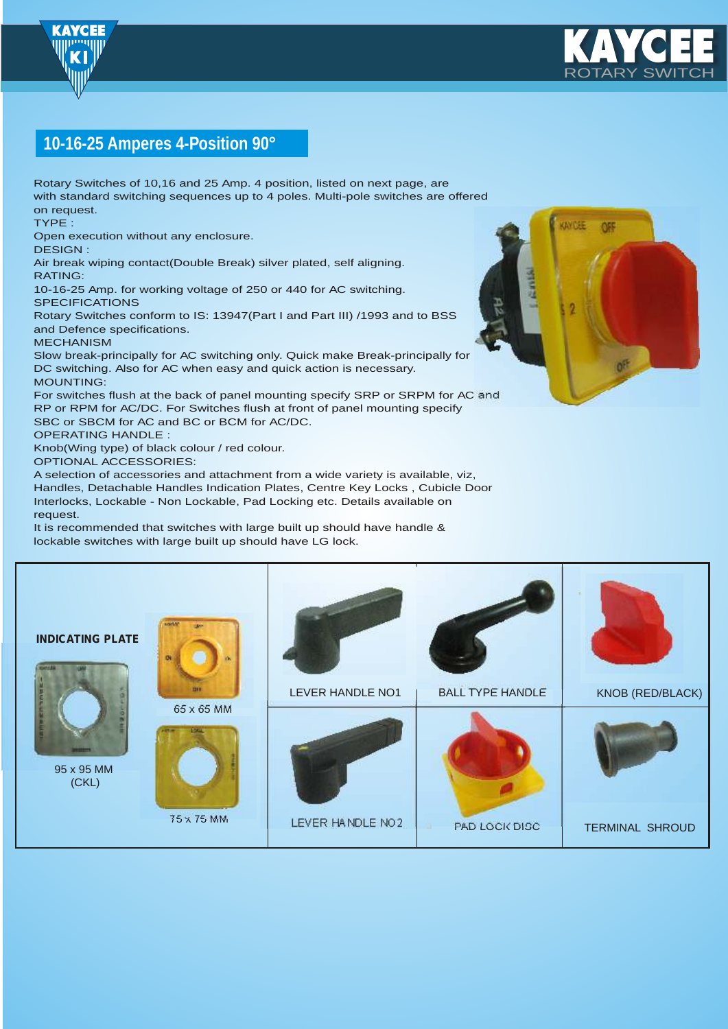## 10-16-25 Amperes 4-Position 90°

Rotary Switches of 10,16 and 25 Amp. 4 position, listed on next page, are with standard switching sequences up to 4 poles. Multi-pole switches are offered on request.

TYPE :

Open execution without any enclosure.

DESIGN :

Air break wiping contact(Double Break) silver plated, self aligning.

RATING:

10-16-25 Amp. for working voltage of 250 or 440 for AC switching.

SPECIFICATIONS

Rotary Switches conform to IS: 13947(Part I and Part III) /1993 and to BSS and Defence specifications.

MECHANISM

Slow break-principally for AC switching only. Quick make Break-principally for DC switching. Also for AC when easy and quick action is necessary.

MOUNTING:

For switches flush at the back of panel mounting specify SRP or SRPM for AC and RP or RPM for AC/DC. For Switches flush at front of panel mounting specify SBC or SBCM for AC and BC or BCM for AC/DC.

OPERATING HANDLE :

Knob(Wing type) of black colour / red colour.

OPTIONAL ACCESSORIES:

A selection of accessories and attachment from a wide variety is available, viz, Handles, Detachable Handles Indication Plates, Centre Key Locks , Cubicle Door Interlocks, Lockable - Non Lockable, Pad Locking etc. Details available on request.

It is recommended that switches with large built up should have handle & lockable switches with large built up should have LG lock.

**INDICATING PLATE**

95 x 95 MM (CKL)

65 x 65 MM

75 x 75 MM

LEVER HANDLE NO1

BALL TYPE HANDLE

KNOB (RED/BLACK)

LEVER HANDLE NO2

PAD LOCK DISC

TERMINAL SHROUD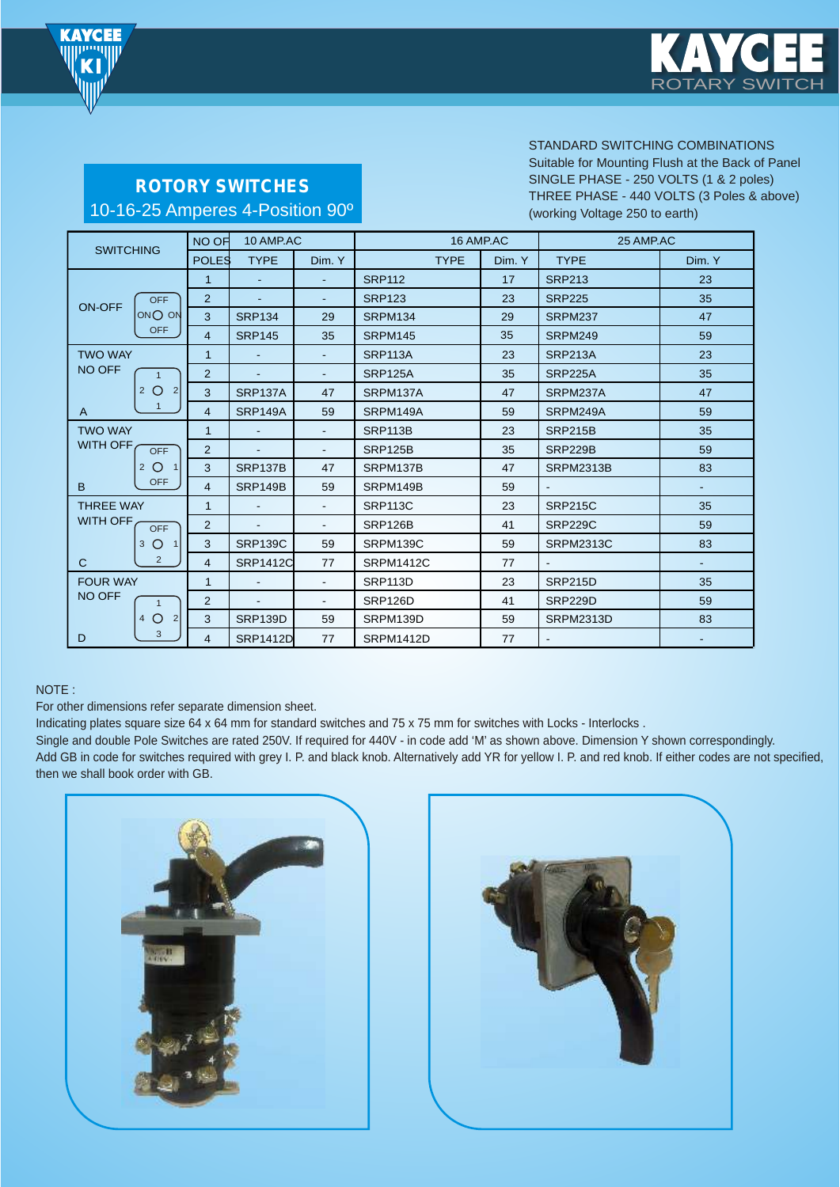# KAYCEE ROTARY SWITCH

## ROTARY SWITCHES

10-16-25 Amperes 4-Position 90º

STANDARD SWITCHING COMBINATIONS
Suitable for Mounting Flush at the Back of Panel
SINGLE PHASE - 250 VOLTS (1 & 2 poles)
THREE PHASE - 440 VOLTS (3 Poles & above)
(working Voltage 250 to earth)

| SWITCHING | NO OF | 10 AMP.AC | | 16 AMP.AC | | 25 AMP.AC | |
|---|---|---|---|---|---|---|---|
| | POLES | TYPE | Dim. Y | TYPE | Dim. Y | TYPE | Dim. Y |
| ON-OFF (OFF / ON O ON / OFF) | 1 | - | - | SRP112 | 17 | SRP213 | 23 |
| | 2 | - | - | SRP123 | 23 | SRP225 | 35 |
| | 3 | SRP134 | 29 | SRPM134 | 29 | SRPM237 | 47 |
| | 4 | SRP145 | 35 | SRPM145 | 35 | SRPM249 | 59 |
| TWO WAY NO OFF A (1 / 2 O 2 / 1) | 1 | - | - | SRP113A | 23 | SRP213A | 23 |
| | 2 | - | - | SRP125A | 35 | SRP225A | 35 |
| | 3 | SRP137A | 47 | SRPM137A | 47 | SRPM237A | 47 |
| | 4 | SRP149A | 59 | SRPM149A | 59 | SRPM249A | 59 |
| TWO WAY WITH OFF B (OFF / 2 O 1 / OFF) | 1 | - | - | SRP113B | 23 | SRP215B | 35 |
| | 2 | - | - | SRP125B | 35 | SRP229B | 59 |
| | 3 | SRP137B | 47 | SRPM137B | 47 | SRPM2313B | 83 |
| | 4 | SRP149B | 59 | SRPM149B | 59 | - | - |
| THREE WAY WITH OFF C (OFF / 3 O 1 / 2) | 1 | - | - | SRP113C | 23 | SRP215C | 35 |
| | 2 | - | - | SRP126B | 41 | SRP229C | 59 |
| | 3 | SRP139C | 59 | SRPM139C | 59 | SRPM2313C | 83 |
| | 4 | SRP1412C | 77 | SRPM1412C | 77 | - | - |
| FOUR WAY NO OFF D (1 / 4 O 2 / 3) | 1 | - | - | SRP113D | 23 | SRP215D | 35 |
| | 2 | - | - | SRP126D | 41 | SRP229D | 59 |
| | 3 | SRP139D | 59 | SRPM139D | 59 | SRPM2313D | 83 |
| | 4 | SRP1412D | 77 | SRPM1412D | 77 | - | - |

NOTE :

For other dimensions refer separate dimension sheet.

Indicating plates square size 64 x 64 mm for standard switches and 75 x 75 mm for switches with Locks - Interlocks .

Single and double Pole Switches are rated 250V. If required for 440V - in code add 'M' as shown above. Dimension Y shown correspondingly.

Add GB in code for switches required with grey I. P. and black knob. Alternatively add YR for yellow I. P. and red knob. If either codes are not specified, then we shall book order with GB.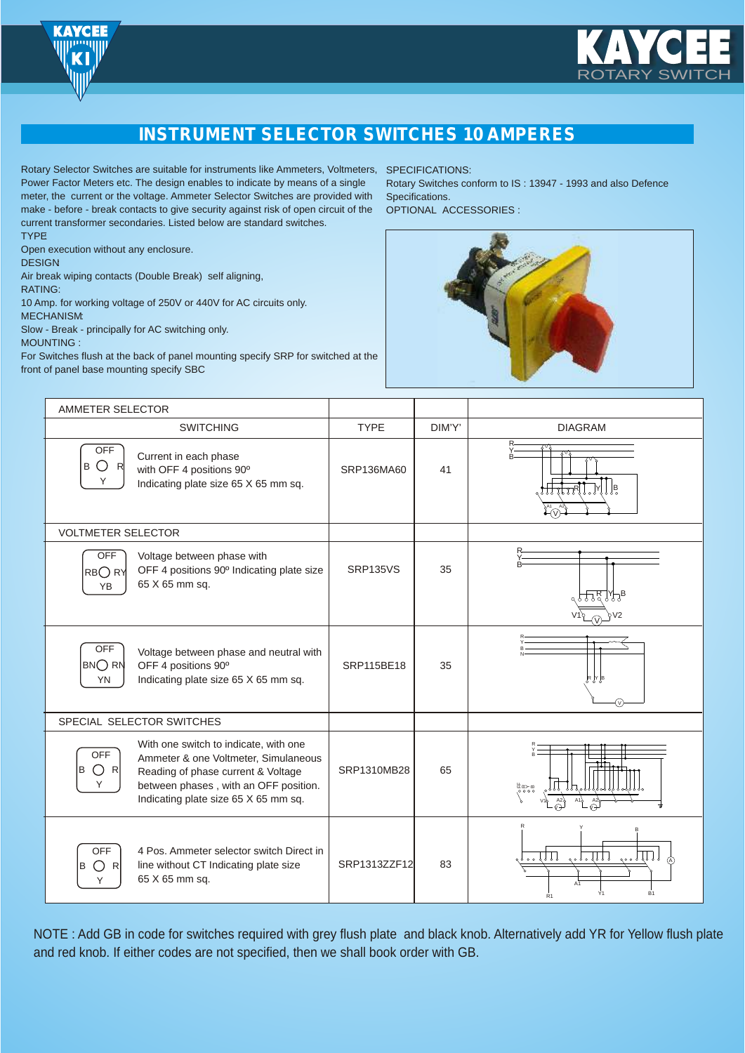# INSTRUMENT SELECTOR SWITCHES 10 AMPERES

Rotary Selector Switches are suitable for instruments like Ammeters, Voltmeters, Power Factor Meters etc. The design enables to indicate by means of a single meter, the current or the voltage. Ammeter Selector Switches are provided with make - before - break contacts to give security against risk of open circuit of the current transformer secondaries. Listed below are standard switches.

TYPE

Open execution without any enclosure.

DESIGN

Air break wiping contacts (Double Break) self aligning,

RATING:

10 Amp. for working voltage of 250V or 440V for AC circuits only.

MECHANISM:

Slow - Break - principally for AC switching only.

MOUNTING :

For Switches flush at the back of panel mounting specify SRP for switched at the front of panel base mounting specify SBC

SPECIFICATIONS:

Rotary Switches conform to IS : 13947 - 1993 and also Defence Specifications.

OPTIONAL ACCESSORIES :

| SWITCHING | | TYPE | DIM'Y' | DIAGRAM |
|---|---|---|---|---|
| **AMMETER SELECTOR** | | | | |
| OFF / B ○ R / Y | Current in each phase with OFF 4 positions 90º Indicating plate size 65 X 65 mm sq. | SRP136MA60 | 41 | |
| **VOLTMETER SELECTOR** | | | | |
| OFF / RB ○ RY / YB | Voltage between phase with OFF 4 positions 90º Indicating plate size 65 X 65 mm sq. | SRP135VS | 35 | |
| OFF / BN ○ RN / YN | Voltage between phase and neutral with OFF 4 positions 90º Indicating plate size 65 X 65 mm sq. | SRP115BE18 | 35 | |
| **SPECIAL SELECTOR SWITCHES** | | | | |
| OFF / B ○ R / Y | With one switch to indicate, with one Ammeter & one Voltmeter, Simulaneous Reading of phase current & Voltage between phases , with an OFF position. Indicating plate size 65 X 65 mm sq. | SRP1310MB28 | 65 | |
| OFF / B ○ R / Y | 4 Pos. Ammeter selector switch Direct in line without CT Indicating plate size 65 X 65 mm sq. | SRP1313ZZF12 | 83 | |

NOTE : Add GB in code for switches required with grey flush plate and black knob. Alternatively add YR for Yellow flush plate and red knob. If either codes are not specified, then we shall book order with GB.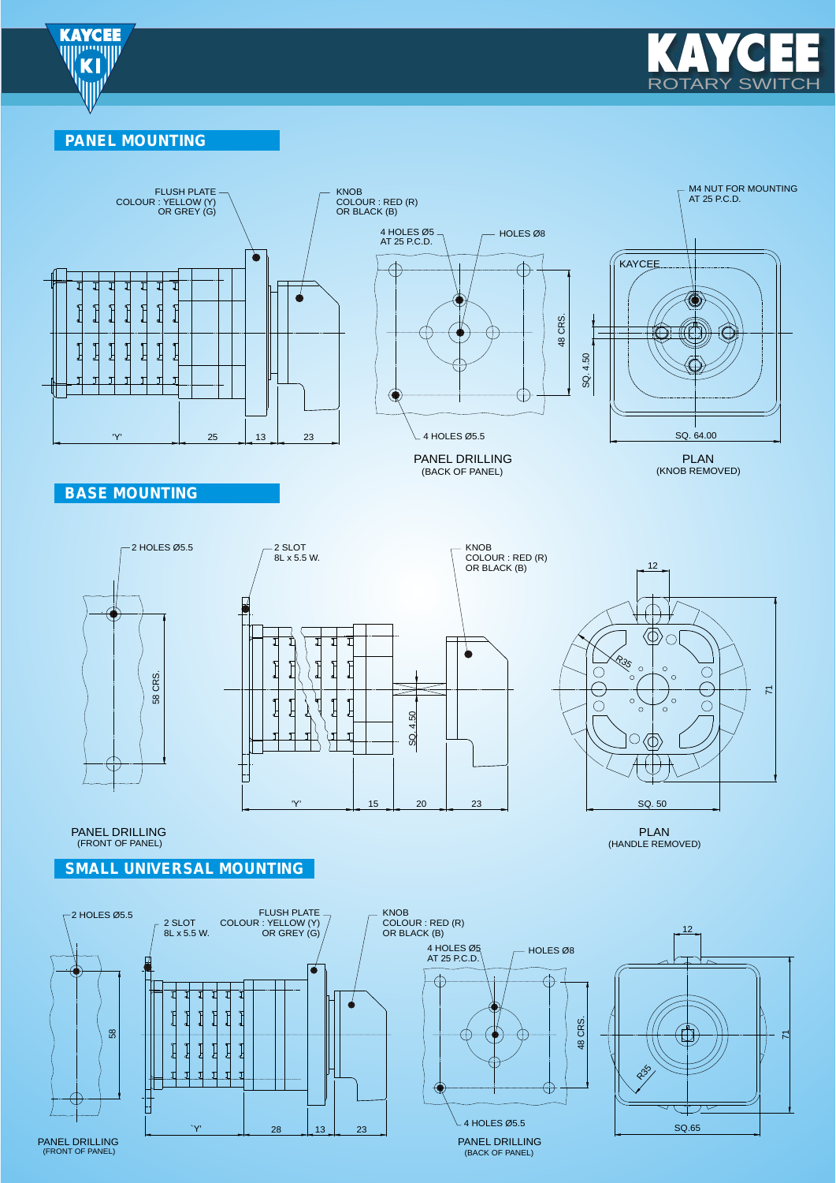# KAYCEE ROTARY SWITCH

## PANEL MOUNTING

FLUSH PLATE
COLOUR : YELLOW (Y)
OR GREY (G)

KNOB
COLOUR : RED (R)
OR BLACK (B)

4 HOLES Ø5
AT 25 P.C.D.

HOLES Ø8

M4 NUT FOR MOUNTING
AT 25 P.C.D.

KAYCEE

48 CRS.

SQ. 4.50

'Y' 25 13 23

4 HOLES Ø5.5

SQ. 64.00

PANEL DRILLING
(BACK OF PANEL)

PLAN
(KNOB REMOVED)

## BASE MOUNTING

2 HOLES Ø5.5

2 SLOT
8L x 5.5 W.

KNOB
COLOUR : RED (R)
OR BLACK (B)

12

58 CRS.

SQ 4.50

R35

71

'Y' 15 20 23

SQ. 50

PANEL DRILLING
(FRONT OF PANEL)

PLAN
(HANDLE REMOVED)

## SMALL UNIVERSAL MOUNTING

2 HOLES Ø5.5

2 SLOT
8L x 5.5 W.

FLUSH PLATE
COLOUR : YELLOW (Y)
OR GREY (G)

KNOB
COLOUR : RED (R)
OR BLACK (B)

4 HOLES Ø5
AT 25 P.C.D.

HOLES Ø8

12

58

48 CRS.

R35

71

'Y' 28 13 23

4 HOLES Ø5.5

SQ.65

PANEL DRILLING
(FRONT OF PANEL)

PANEL DRILLING
(BACK OF PANEL)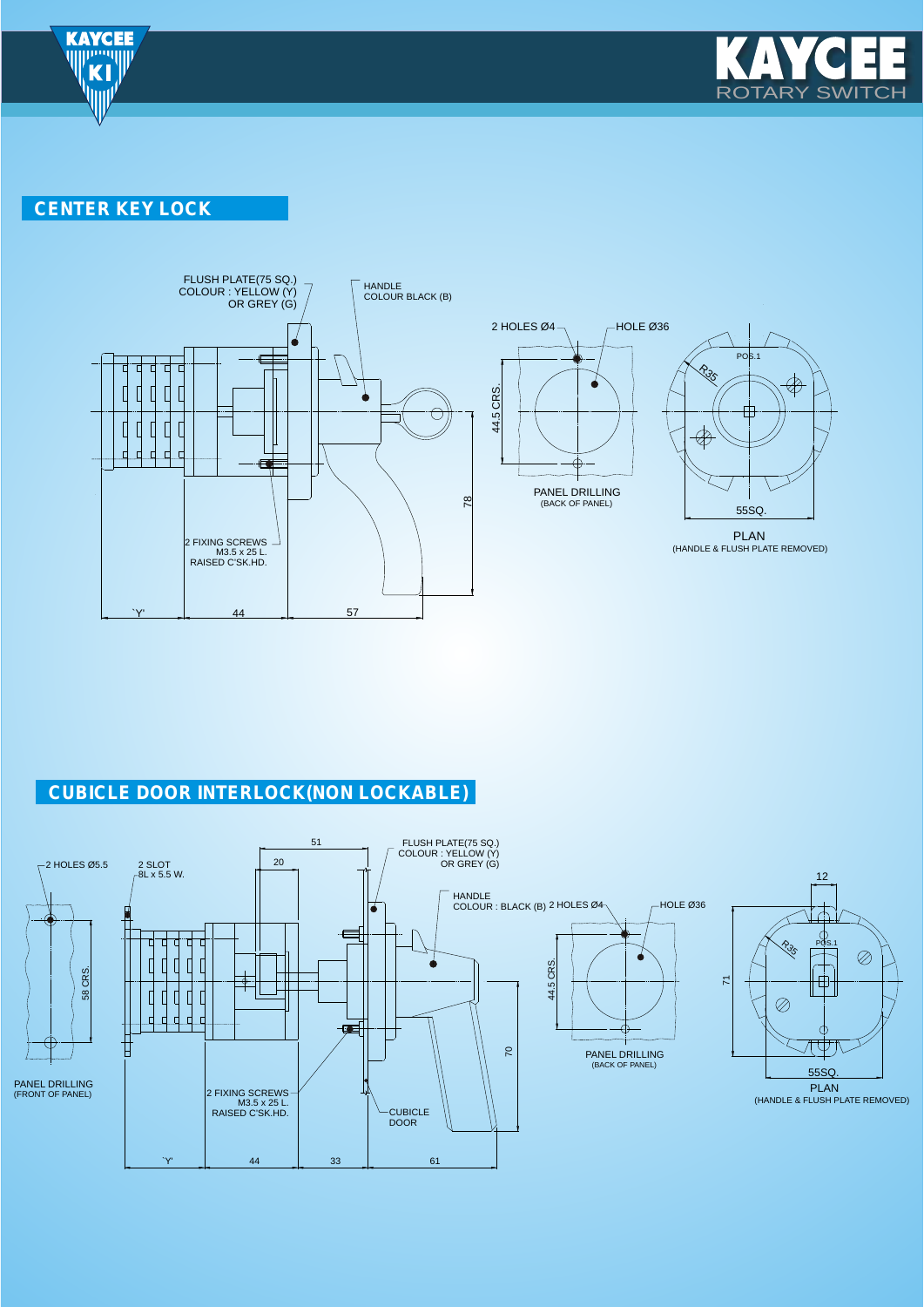## CENTER KEY LOCK

FLUSH PLATE(75 SQ.)
COLOUR : YELLOW (Y)
OR GREY (G)

HANDLE
COLOUR BLACK (B)

2 FIXING SCREWS
M3.5 x 25 L.
RAISED C'SK.HD.

`Y' 44 57

78

2 HOLES Ø4

HOLE Ø36

44.5 CRS.

PANEL DRILLING
(BACK OF PANEL)

POS.1

R35

55SQ.

PLAN
(HANDLE & FLUSH PLATE REMOVED)

## CUBICLE DOOR INTERLOCK(NON LOCKABLE)

2 HOLES Ø5.5

58 CRS.

PANEL DRILLING
(FRONT OF PANEL)

2 SLOT
8L x 5.5 W.

51

20

FLUSH PLATE(75 SQ.)
COLOUR : YELLOW (Y)
OR GREY (G)

HANDLE
COLOUR : BLACK (B)

2 FIXING SCREWS
M3.5 x 25 L.
RAISED C'SK.HD.

CUBICLE
DOOR

`Y' 44 33 61

70

2 HOLES Ø4

HOLE Ø36

44.5 CRS.

PANEL DRILLING
(BACK OF PANEL)

12

71

R35

POS.1

55SQ.

PLAN
(HANDLE & FLUSH PLATE REMOVED)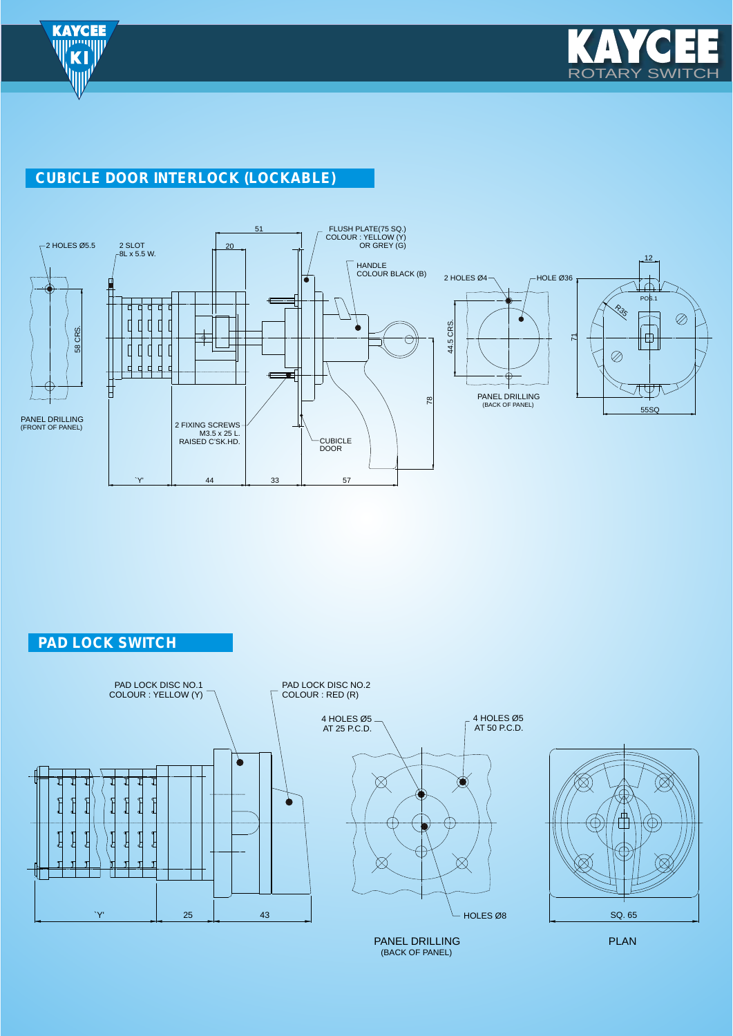## CUBICLE DOOR INTERLOCK (LOCKABLE)

2 HOLES Ø5.5

2 SLOT 8L x 5.5 W.

51

20

FLUSH PLATE(75 SQ.) COLOUR : YELLOW (Y) OR GREY (G)

HANDLE COLOUR BLACK (B)

2 HOLES Ø4

HOLE Ø36

12

POS.1

R35

58 CRS.

44.5 CRS.

71

78

55SQ

PANEL DRILLING (FRONT OF PANEL)

2 FIXING SCREWS M3.5 x 25 L. RAISED C'SK.HD.

CUBICLE DOOR

PANEL DRILLING (BACK OF PANEL)

`Y'

44

33

57

## PAD LOCK SWITCH

PAD LOCK DISC NO.1 COLOUR : YELLOW (Y)

PAD LOCK DISC NO.2 COLOUR : RED (R)

4 HOLES Ø5 AT 25 P.C.D.

4 HOLES Ø5 AT 50 P.C.D.

`Y'

25

43

HOLES Ø8

SQ. 65

PANEL DRILLING (BACK OF PANEL)

PLAN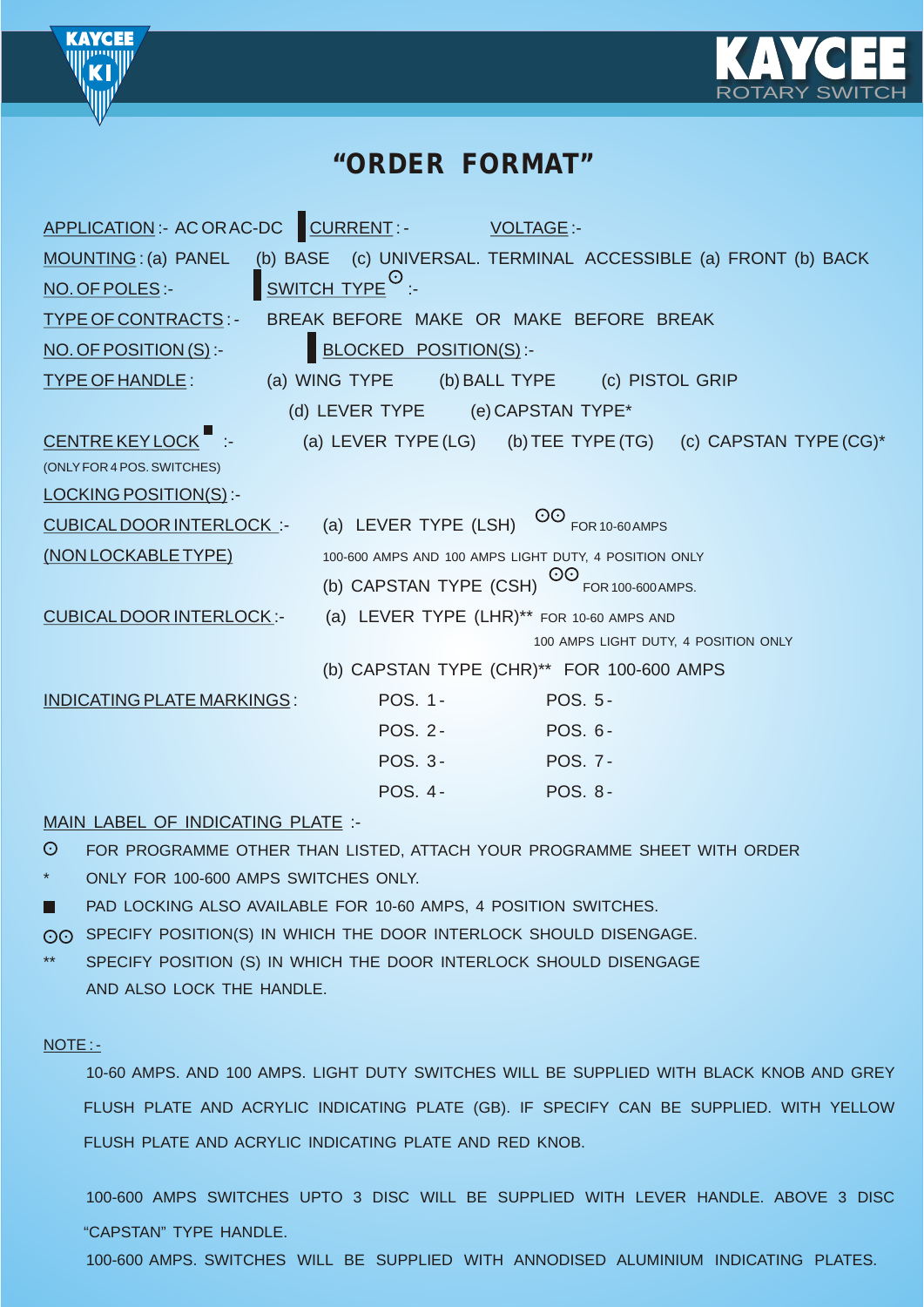# "ORDER FORMAT"

APPLICATION :- AC OR AC-DC | CURRENT :- VOLTAGE :-

MOUNTING : (a) PANEL (b) BASE (c) UNIVERSAL. TERMINAL ACCESSIBLE (a) FRONT (b) BACK

NO. OF POLES :- | SWITCH TYPE ⊙ :-

TYPE OF CONTRACTS :- BREAK BEFORE MAKE OR MAKE BEFORE BREAK

NO. OF POSITION (S) :- | BLOCKED POSITION(S) :-

TYPE OF HANDLE : (a) WING TYPE (b) BALL TYPE (c) PISTOL GRIP (d) LEVER TYPE (e) CAPSTAN TYPE*

CENTRE KEY LOCK ■ :- (a) LEVER TYPE (LG) (b) TEE TYPE (TG) (c) CAPSTAN TYPE (CG)*
(ONLY FOR 4 POS. SWITCHES)

LOCKING POSITION(S) :-

CUBICAL DOOR INTERLOCK :- (a) LEVER TYPE (LSH) ⊙⊙ FOR 10-60 AMPS
(NON LOCKABLE TYPE) 100-600 AMPS AND 100 AMPS LIGHT DUTY, 4 POSITION ONLY
(b) CAPSTAN TYPE (CSH) ⊙⊙ FOR 100-600 AMPS.

CUBICAL DOOR INTERLOCK :- (a) LEVER TYPE (LHR)** FOR 10-60 AMPS AND 100 AMPS LIGHT DUTY, 4 POSITION ONLY
(b) CAPSTAN TYPE (CHR)** FOR 100-600 AMPS

INDICATING PLATE MARKINGS :

| | |
|---|---|
| POS. 1 - | POS. 5 - |
| POS. 2 - | POS. 6 - |
| POS. 3 - | POS. 7 - |
| POS. 4 - | POS. 8 - |

MAIN LABEL OF INDICATING PLATE :-

⊙ FOR PROGRAMME OTHER THAN LISTED, ATTACH YOUR PROGRAMME SHEET WITH ORDER

* ONLY FOR 100-600 AMPS SWITCHES ONLY.

■ PAD LOCKING ALSO AVAILABLE FOR 10-60 AMPS, 4 POSITION SWITCHES.

⊙⊙ SPECIFY POSITION(S) IN WHICH THE DOOR INTERLOCK SHOULD DISENGAGE.

** SPECIFY POSITION (S) IN WHICH THE DOOR INTERLOCK SHOULD DISENGAGE AND ALSO LOCK THE HANDLE.

NOTE :-

10-60 AMPS. AND 100 AMPS. LIGHT DUTY SWITCHES WILL BE SUPPLIED WITH BLACK KNOB AND GREY FLUSH PLATE AND ACRYLIC INDICATING PLATE (GB). IF SPECIFY CAN BE SUPPLIED. WITH YELLOW FLUSH PLATE AND ACRYLIC INDICATING PLATE AND RED KNOB.

100-600 AMPS SWITCHES UPTO 3 DISC WILL BE SUPPLIED WITH LEVER HANDLE. ABOVE 3 DISC "CAPSTAN" TYPE HANDLE.

100-600 AMPS. SWITCHES WILL BE SUPPLIED WITH ANNODISED ALUMINIUM INDICATING PLATES.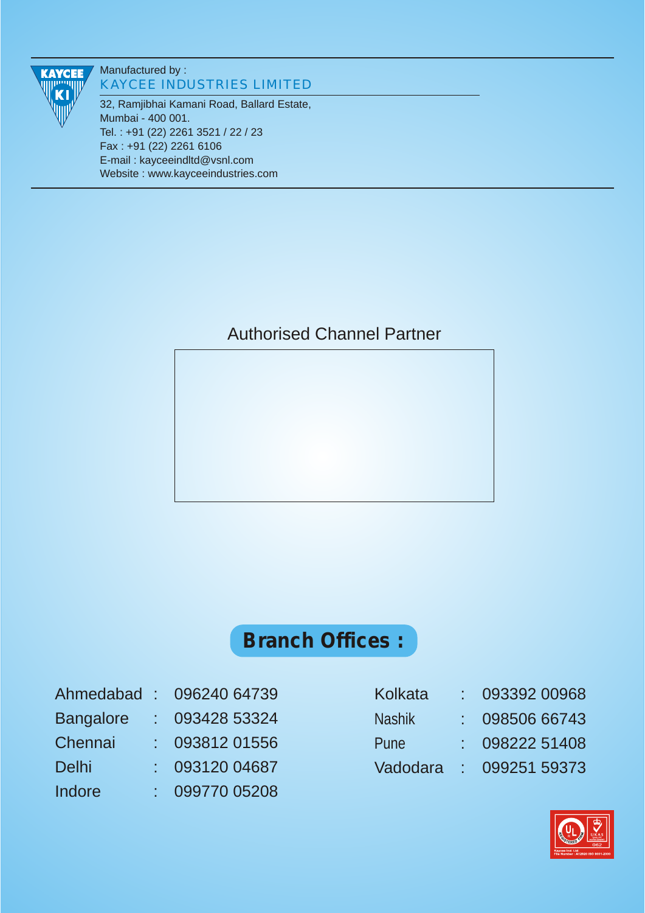Manufactured by :

KAYCEE INDUSTRIES LIMITED

32, Ramjibhai Kamani Road, Ballard Estate,
Mumbai - 400 001.
Tel. : +91 (22) 2261 3521 / 22 / 23
Fax : +91 (22) 2261 6106
E-mail : kayceeindltd@vsnl.com
Website : www.kayceeindustries.com

Authorised Channel Partner

## Branch Offices :

| | | |
|---|---|---|
| Ahmedabad | : | 096240 64739 |
| Bangalore | : | 093428 53324 |
| Chennai | : | 093812 01556 |
| Delhi | : | 093120 04687 |
| Indore | : | 099770 05208 |
| Kolkata | : | 093392 00968 |
| Nashik | : | 098506 66743 |
| Pune | : | 098222 51408 |
| Vadodara | : | 099251 59373 |